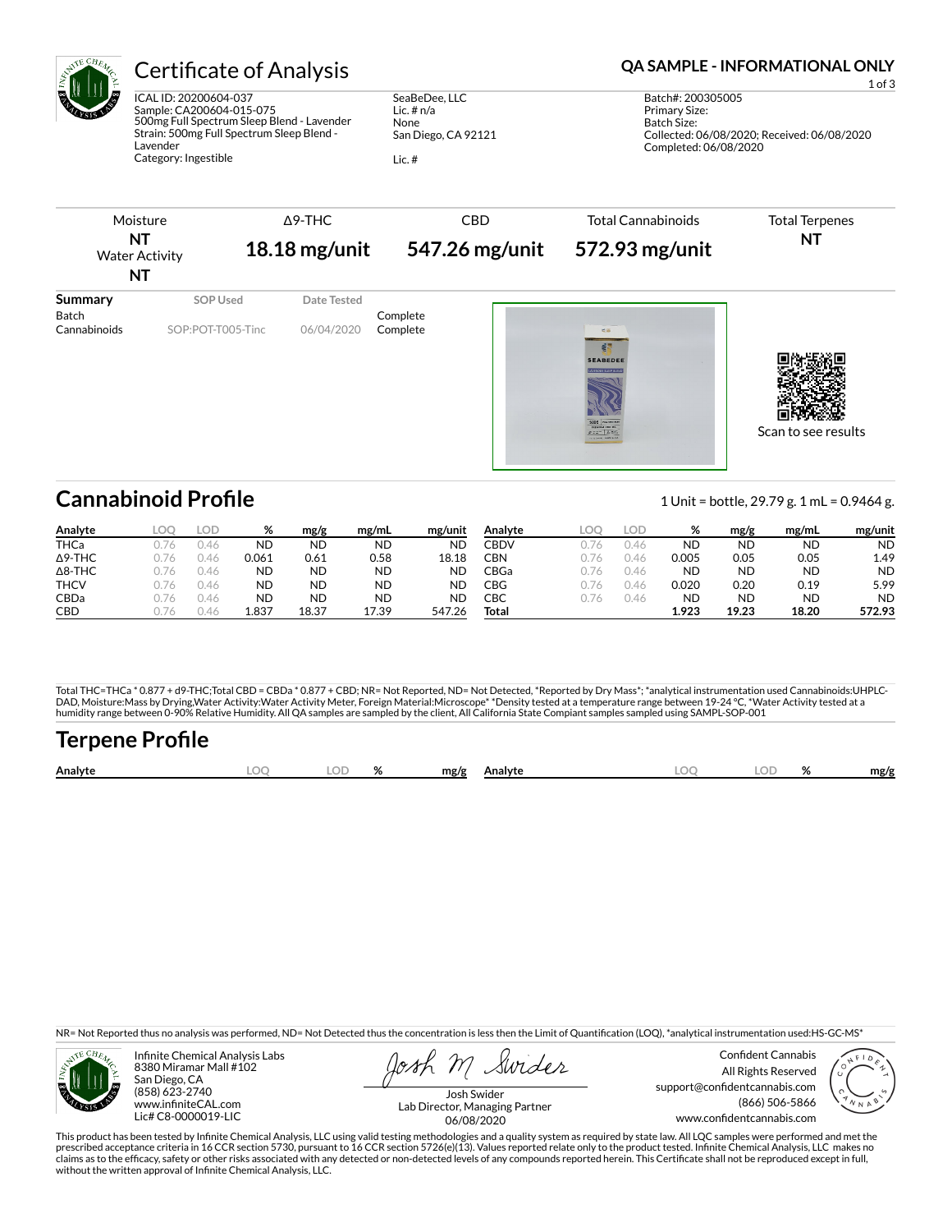# Certificate of Analysis

**QA SAMPLE - INFORMATIONAL ONLY**

ICAL ID: 20200604-037
Sample: CA200604-015-075
500mg Full Spectrum Sleep Blend - Lavender
Strain: 500mg Full Spectrum Sleep Blend - Lavender
Category: Ingestible

SeaBeDee, LLC
Lic. # n/a
None
San Diego, CA 92121

Lic. #

Batch#: 200305005
Primary Size:
Batch Size:
Collected: 06/08/2020; Received: 06/08/2020
Completed: 06/08/2020

| Moisture | Δ9-THC | CBD | Total Cannabinoids | Total Terpenes |
|---|---|---|---|---|
| **NT** | **18.18 mg/unit** | **547.26 mg/unit** | **572.93 mg/unit** | **NT** |
| Water Activity **NT** | | | | |

| Summary | SOP Used | Date Tested | |
|---|---|---|---|
| Batch | | | Complete |
| Cannabinoids | SOP:POT-T005-Tinc | 06/04/2020 | Complete |

Scan to see results

## Cannabinoid Profile

1 Unit = bottle, 29.79 g. 1 mL = 0.9464 g.

| Analyte | LOQ | LOD | % | mg/g | mg/mL | mg/unit |
|---|---|---|---|---|---|---|
| THCa | 0.76 | 0.46 | ND | ND | ND | ND |
| Δ9-THC | 0.76 | 0.46 | 0.061 | 0.61 | 0.58 | 18.18 |
| Δ8-THC | 0.76 | 0.46 | ND | ND | ND | ND |
| THCV | 0.76 | 0.46 | ND | ND | ND | ND |
| CBDa | 0.76 | 0.46 | ND | ND | ND | ND |
| CBD | 0.76 | 0.46 | 1.837 | 18.37 | 17.39 | 547.26 |
| CBDV | 0.76 | 0.46 | ND | ND | ND | ND |
| CBN | 0.76 | 0.46 | 0.005 | 0.05 | 0.05 | 1.49 |
| CBGa | 0.76 | 0.46 | ND | ND | ND | ND |
| CBG | 0.76 | 0.46 | 0.020 | 0.20 | 0.19 | 5.99 |
| CBC | 0.76 | 0.46 | ND | ND | ND | ND |
| **Total** | | | **1.923** | **19.23** | **18.20** | **572.93** |

Total THC=THCa * 0.877 + d9-THC;Total CBD = CBDa * 0.877 + CBD; NR= Not Reported, ND= Not Detected, *Reported by Dry Mass*; *analytical instrumentation used Cannabinoids:UHPLC-DAD, Moisture:Mass by Drying,Water Activity:Water Activity Meter, Foreign Material:Microscope* *Density tested at a temperature range between 19-24 °C, *Water Activity tested at a humidity range between 0-90% Relative Humidity. All QA samples are sampled by the client, All California State Compiant samples sampled using SAMPL-SOP-001

## Terpene Profile

| Analyte | LOQ | LOD | % | mg/g | Analyte | LOQ | LOD | % | mg/g |
|---|---|---|---|---|---|---|---|---|---|

NR= Not Reported thus no analysis was performed, ND= Not Detected thus the concentration is less then the Limit of Quantification (LOQ), *analytical instrumentation used:HS-GC-MS*

Infinite Chemical Analysis Labs
8380 Miramar Mall #102
San Diego, CA
(858) 623-2740
www.infiniteCAL.com
Lic# C8-0000019-LIC

Josh Swider
Lab Director, Managing Partner
06/08/2020

Confident Cannabis
All Rights Reserved
support@confidentcannabis.com
(866) 506-5866
www.confidentcannabis.com

This product has been tested by Infinite Chemical Analysis, LLC using valid testing methodologies and a quality system as required by state law. All LQC samples were performed and met the prescribed acceptance criteria in 16 CCR section 5730, pursuant to 16 CCR section 5726(e)(13). Values reported relate only to the product tested. Infinite Chemical Analysis, LLC makes no claims as to the efficacy, safety or other risks associated with any detected or non-detected levels of any compounds reported herein. This Certificate shall not be reproduced except in full, without the written approval of Infinite Chemical Analysis, LLC.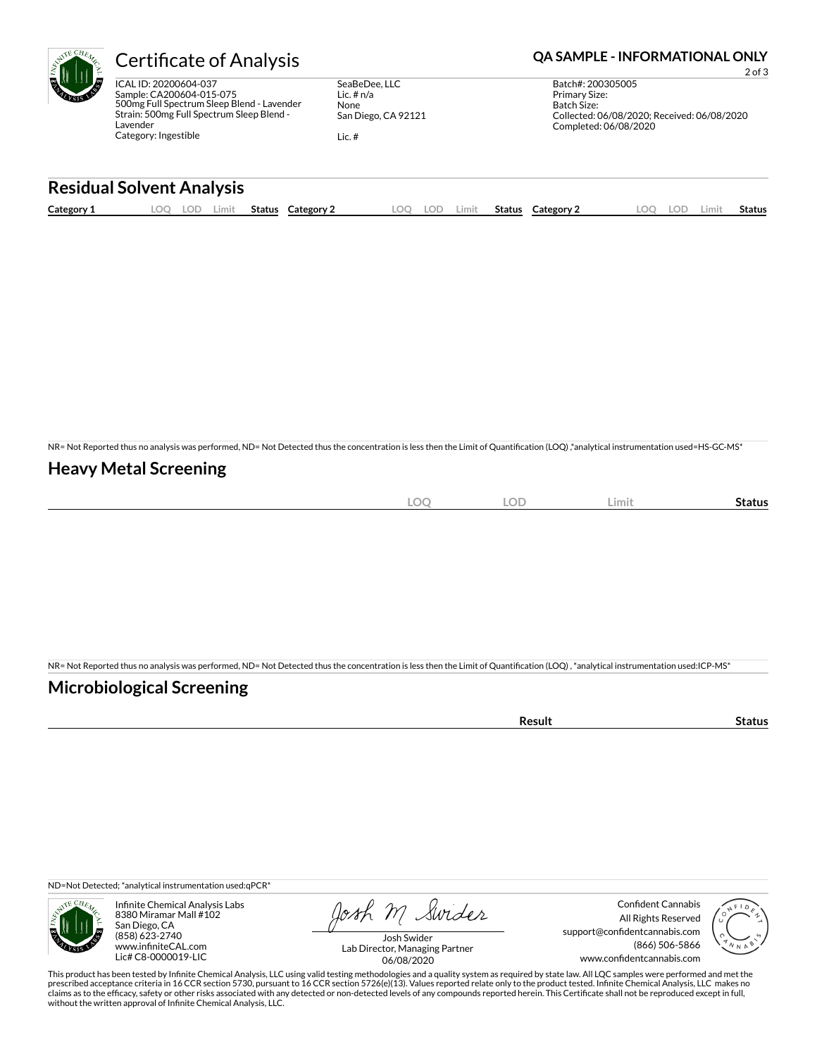# Certificate of Analysis

**QA SAMPLE - INFORMATIONAL ONLY**

ICAL ID: 20200604-037
Sample: CA200604-015-075
500mg Full Spectrum Sleep Blend - Lavender
Strain: 500mg Full Spectrum Sleep Blend - Lavender
Category: Ingestible

SeaBeDee, LLC
Lic. # n/a
None
San Diego, CA 92121

Lic. #

Batch#: 200305005
Primary Size:
Batch Size:
Collected: 06/08/2020; Received: 06/08/2020
Completed: 06/08/2020

## Residual Solvent Analysis

| Category 1 | LOQ | LOD | Limit | Status | Category 2 | LOQ | LOD | Limit | Status | Category 2 | LOQ | LOD | Limit | Status |
|---|---|---|---|---|---|---|---|---|---|---|---|---|---|---|

NR= Not Reported thus no analysis was performed, ND= Not Detected thus the concentration is less then the Limit of Quantification (LOQ) ,*analytical instrumentation used=HS-GC-MS*

## Heavy Metal Screening

| | LOQ | LOD | Limit | Status |
|---|---|---|---|---|

NR= Not Reported thus no analysis was performed, ND= Not Detected thus the concentration is less then the Limit of Quantification (LOQ) , *analytical instrumentation used:ICP-MS*

## Microbiological Screening

| | Result | Status |
|---|---|---|

ND=Not Detected; *analytical instrumentation used:qPCR*

Infinite Chemical Analysis Labs
8380 Miramar Mall #102
San Diego, CA
(858) 623-2740
www.infiniteCAL.com
Lic# C8-0000019-LIC

Josh Swider
Lab Director, Managing Partner
06/08/2020

Confident Cannabis
All Rights Reserved
support@confidentcannabis.com
(866) 506-5866
www.confidentcannabis.com

This product has been tested by Infinite Chemical Analysis, LLC using valid testing methodologies and a quality system as required by state law. All LQC samples were performed and met the prescribed acceptance criteria in 16 CCR section 5730, pursuant to 16 CCR section 5726(e)(13). Values reported relate only to the product tested. Infinite Chemical Analysis, LLC makes no claims as to the efficacy, safety or other risks associated with any detected or non-detected levels of any compounds reported herein. This Certificate shall not be reproduced except in full, without the written approval of Infinite Chemical Analysis, LLC.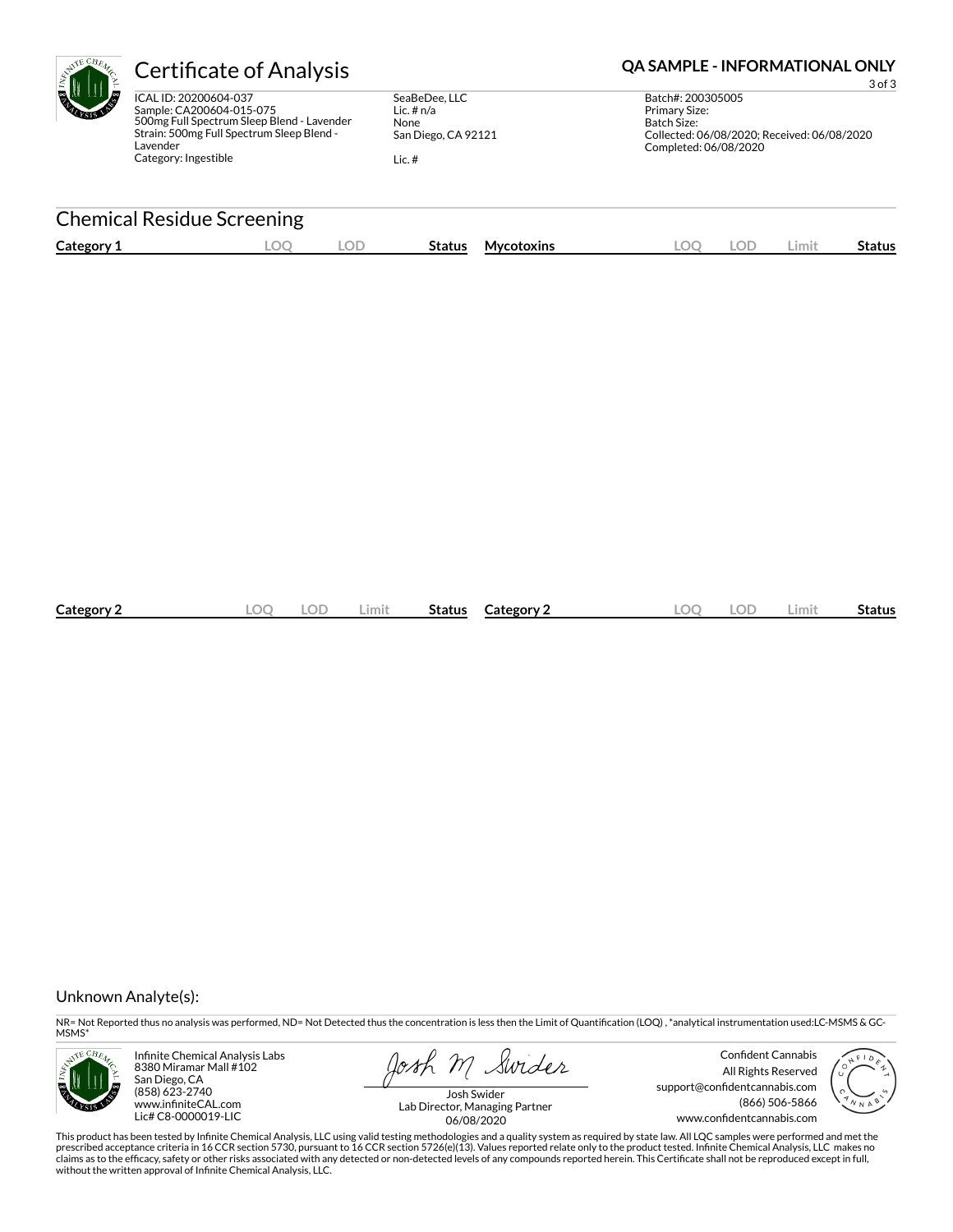# Certificate of Analysis

**QA SAMPLE - INFORMATIONAL ONLY**

ICAL ID: 20200604-037
Sample: CA200604-015-075
500mg Full Spectrum Sleep Blend - Lavender
Strain: 500mg Full Spectrum Sleep Blend - Lavender
Category: Ingestible

SeaBeDee, LLC
Lic. # n/a
None
San Diego, CA 92121

Lic. #

Batch#: 200305005
Primary Size:
Batch Size:
Collected: 06/08/2020; Received: 06/08/2020
Completed: 06/08/2020

## Chemical Residue Screening

| Category 1 | LOQ | LOD | Status |
|---|---|---|---|

| Mycotoxins | LOQ | LOD | Limit | Status |
|---|---|---|---|---|

| Category 2 | LOQ | LOD | Limit | Status |
|---|---|---|---|---|

| Category 2 | LOQ | LOD | Limit | Status |
|---|---|---|---|---|

Unknown Analyte(s):

NR= Not Reported thus no analysis was performed, ND= Not Detected thus the concentration is less then the Limit of Quantification (LOQ) , *analytical instrumentation used:LC-MSMS & GC-MSMS*

Infinite Chemical Analysis Labs
8380 Miramar Mall #102
San Diego, CA
(858) 623-2740
www.infiniteCAL.com
Lic# C8-0000019-LIC

Josh Swider
Lab Director, Managing Partner
06/08/2020

Confident Cannabis
All Rights Reserved
support@confidentcannabis.com
(866) 506-5866
www.confidentcannabis.com

This product has been tested by Infinite Chemical Analysis, LLC using valid testing methodologies and a quality system as required by state law. All LQC samples were performed and met the prescribed acceptance criteria in 16 CCR section 5730, pursuant to 16 CCR section 5726(e)(13). Values reported relate only to the product tested. Infinite Chemical Analysis, LLC makes no claims as to the efficacy, safety or other risks associated with any detected or non-detected levels of any compounds reported herein. This Certificate shall not be reproduced except in full, without the written approval of Infinite Chemical Analysis, LLC.